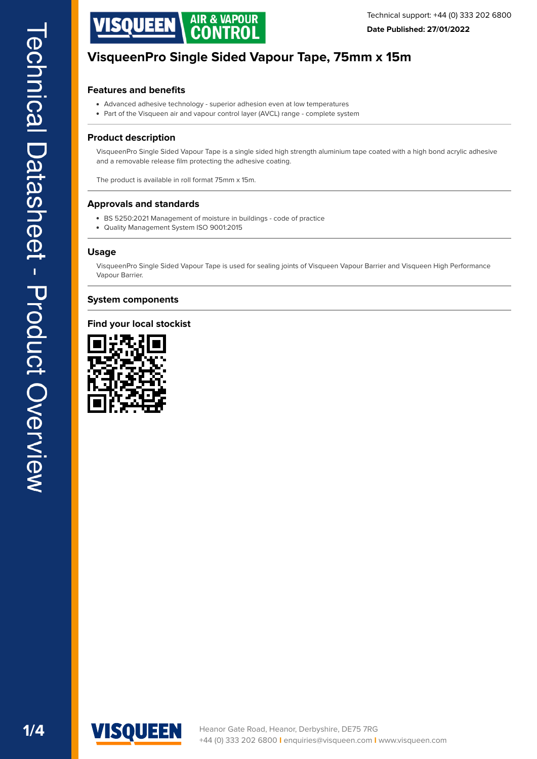Technical support: +44 (0) 333 202 6800

**Date Published: 27/01/2022**

# VisqueenPro Single Sided Vapour Tape, 75mm x 15m

## Features and benefits

- Advanced adhesive technology - superior adhesion even at low temperatures
- Part of the Visqueen air and vapour control layer (AVCL) range - complete system

## Product description

VisqueenPro Single Sided Vapour Tape is a single sided high strength aluminium tape coated with a high bond acrylic adhesive and a removable release film protecting the adhesive coating.

The product is available in roll format 75mm x 15m.

## Approvals and standards

- BS 5250:2021 Management of moisture in buildings - code of practice
- Quality Management System ISO 9001:2015

## Usage

VisqueenPro Single Sided Vapour Tape is used for sealing joints of Visqueen Vapour Barrier and Visqueen High Performance Vapour Barrier.

## System components

## Find your local stockist

Heanor Gate Road, Heanor, Derbyshire, DE75 7RG
+44 (0) 333 202 6800 | enquiries@visqueen.com | www.visqueen.com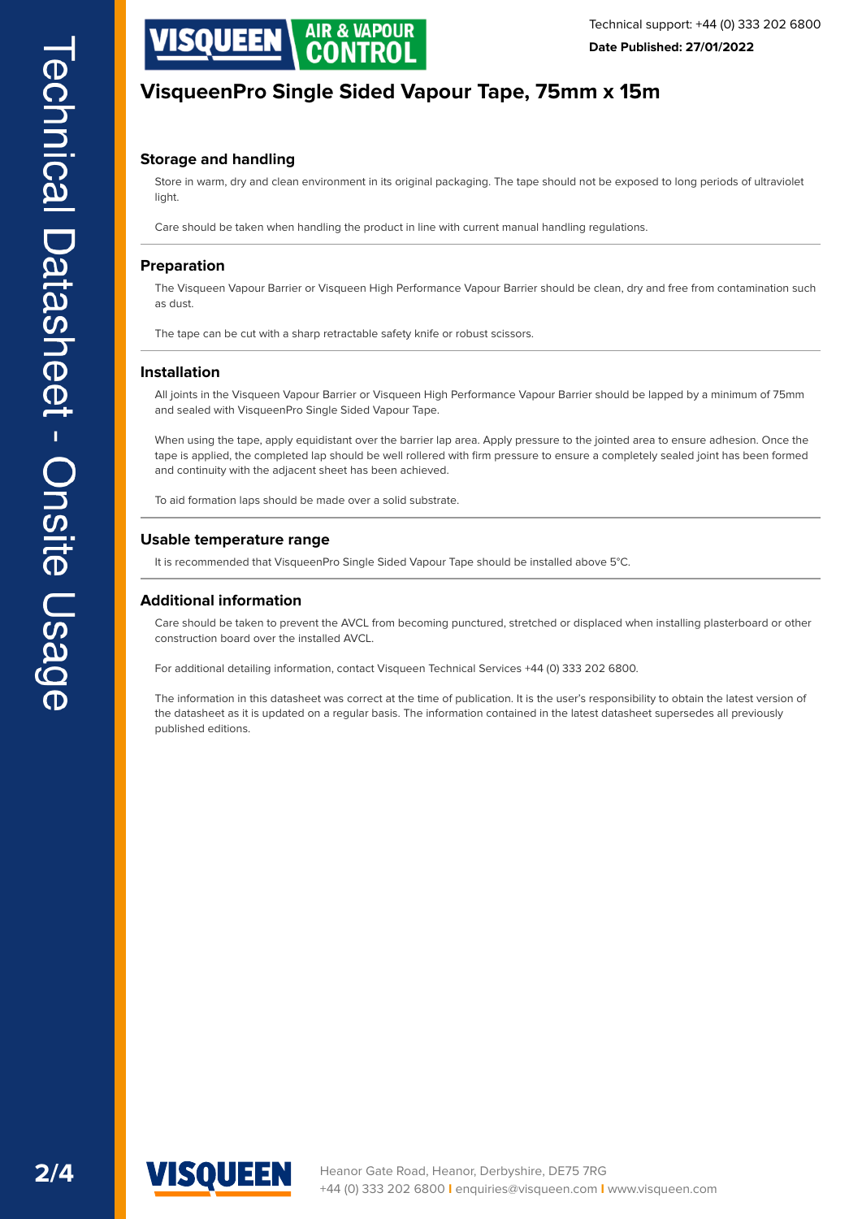# VisqueenPro Single Sided Vapour Tape, 75mm x 15m

## Storage and handling

Store in warm, dry and clean environment in its original packaging. The tape should not be exposed to long periods of ultraviolet light.

Care should be taken when handling the product in line with current manual handling regulations.

## Preparation

The Visqueen Vapour Barrier or Visqueen High Performance Vapour Barrier should be clean, dry and free from contamination such as dust.

The tape can be cut with a sharp retractable safety knife or robust scissors.

## Installation

All joints in the Visqueen Vapour Barrier or Visqueen High Performance Vapour Barrier should be lapped by a minimum of 75mm and sealed with VisqueenPro Single Sided Vapour Tape.

When using the tape, apply equidistant over the barrier lap area. Apply pressure to the jointed area to ensure adhesion. Once the tape is applied, the completed lap should be well rollered with firm pressure to ensure a completely sealed joint has been formed and continuity with the adjacent sheet has been achieved.

To aid formation laps should be made over a solid substrate.

## Usable temperature range

It is recommended that VisqueenPro Single Sided Vapour Tape should be installed above 5°C.

## Additional information

Care should be taken to prevent the AVCL from becoming punctured, stretched or displaced when installing plasterboard or other construction board over the installed AVCL.

For additional detailing information, contact Visqueen Technical Services +44 (0) 333 202 6800.

The information in this datasheet was correct at the time of publication. It is the user's responsibility to obtain the latest version of the datasheet as it is updated on a regular basis. The information contained in the latest datasheet supersedes all previously published editions.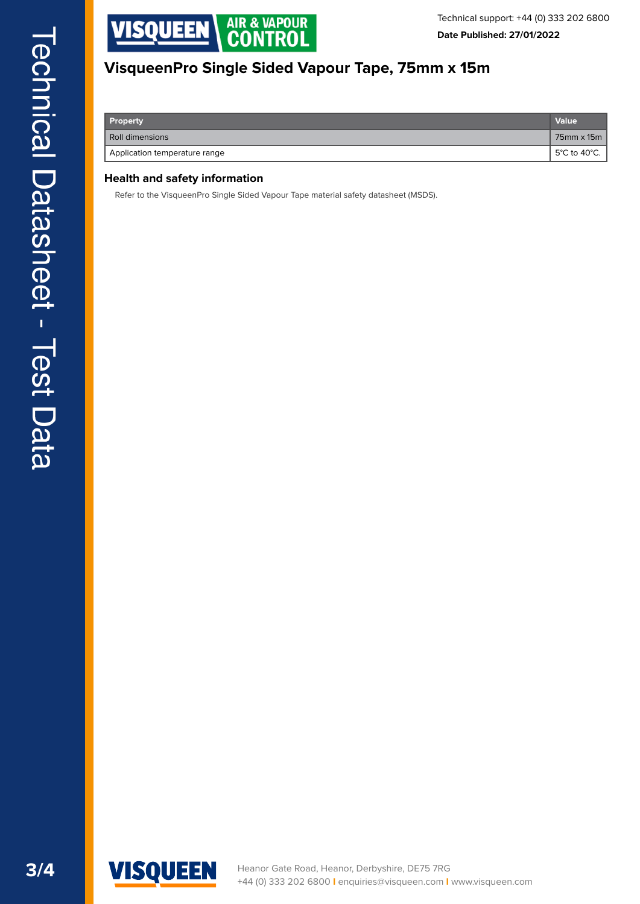# VisqueenPro Single Sided Vapour Tape, 75mm x 15m

| Property | Value |
|---|---|
| Roll dimensions | 75mm x 15m |
| Application temperature range | 5°C to 40°C. |

## Health and safety information

Refer to the VisqueenPro Single Sided Vapour Tape material safety datasheet (MSDS).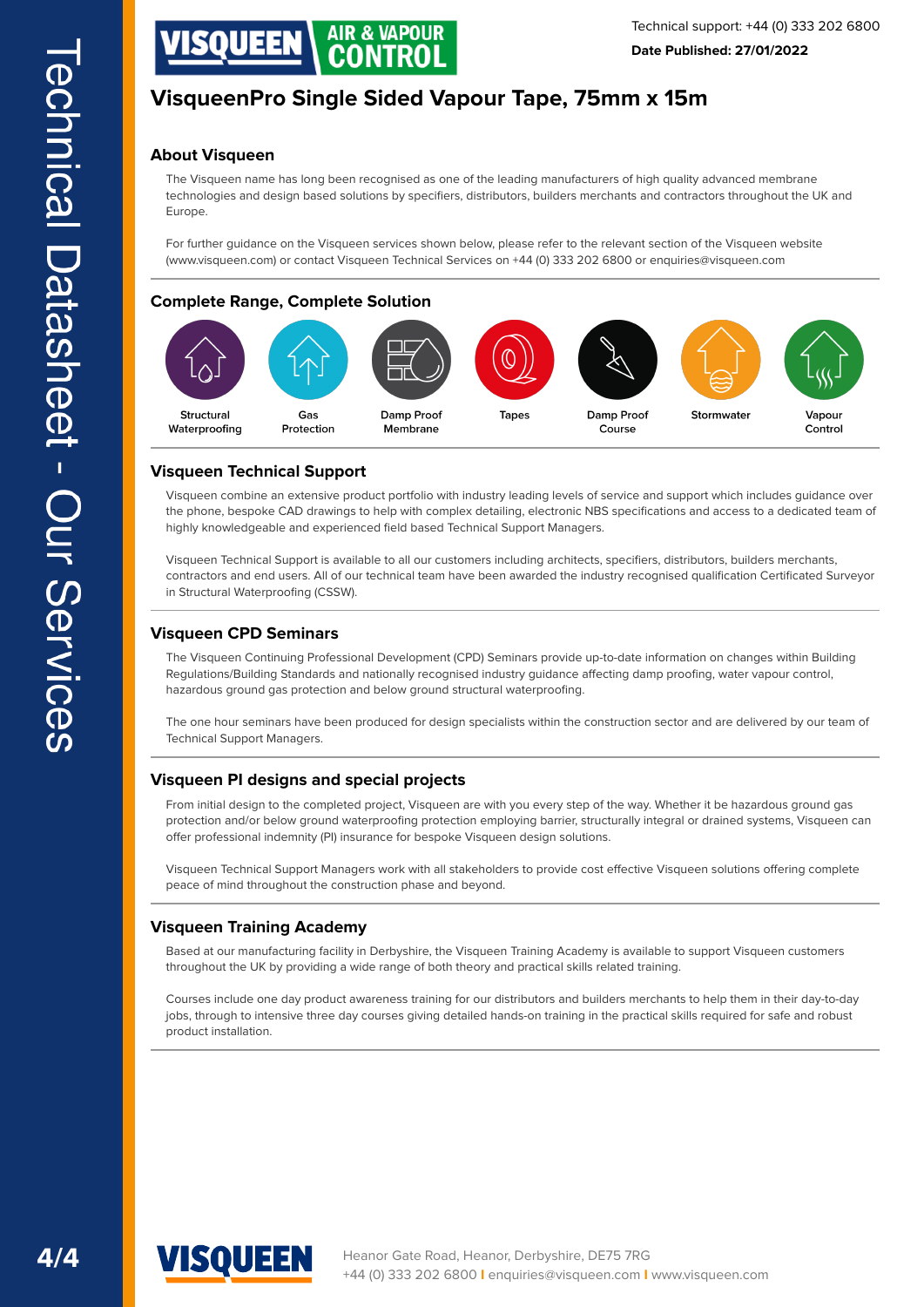Technical support: +44 (0) 333 202 6800

**Date Published: 27/01/2022**

# VisqueenPro Single Sided Vapour Tape, 75mm x 15m

## About Visqueen

The Visqueen name has long been recognised as one of the leading manufacturers of high quality advanced membrane technologies and design based solutions by specifiers, distributors, builders merchants and contractors throughout the UK and Europe.

For further guidance on the Visqueen services shown below, please refer to the relevant section of the Visqueen website (www.visqueen.com) or contact Visqueen Technical Services on +44 (0) 333 202 6800 or enquiries@visqueen.com

## Complete Range, Complete Solution

Structural Waterproofing
Gas Protection
Damp Proof Membrane
Tapes
Damp Proof Course
Stormwater
Vapour Control

## Visqueen Technical Support

Visqueen combine an extensive product portfolio with industry leading levels of service and support which includes guidance over the phone, bespoke CAD drawings to help with complex detailing, electronic NBS specifications and access to a dedicated team of highly knowledgeable and experienced field based Technical Support Managers.

Visqueen Technical Support is available to all our customers including architects, specifiers, distributors, builders merchants, contractors and end users. All of our technical team have been awarded the industry recognised qualification Certificated Surveyor in Structural Waterproofing (CSSW).

## Visqueen CPD Seminars

The Visqueen Continuing Professional Development (CPD) Seminars provide up-to-date information on changes within Building Regulations/Building Standards and nationally recognised industry guidance affecting damp proofing, water vapour control, hazardous ground gas protection and below ground structural waterproofing.

The one hour seminars have been produced for design specialists within the construction sector and are delivered by our team of Technical Support Managers.

## Visqueen PI designs and special projects

From initial design to the completed project, Visqueen are with you every step of the way. Whether it be hazardous ground gas protection and/or below ground waterproofing protection employing barrier, structurally integral or drained systems, Visqueen can offer professional indemnity (PI) insurance for bespoke Visqueen design solutions.

Visqueen Technical Support Managers work with all stakeholders to provide cost effective Visqueen solutions offering complete peace of mind throughout the construction phase and beyond.

## Visqueen Training Academy

Based at our manufacturing facility in Derbyshire, the Visqueen Training Academy is available to support Visqueen customers throughout the UK by providing a wide range of both theory and practical skills related training.

Courses include one day product awareness training for our distributors and builders merchants to help them in their day-to-day jobs, through to intensive three day courses giving detailed hands-on training in the practical skills required for safe and robust product installation.

Heanor Gate Road, Heanor, Derbyshire, DE75 7RG
+44 (0) 333 202 6800 | enquiries@visqueen.com | www.visqueen.com